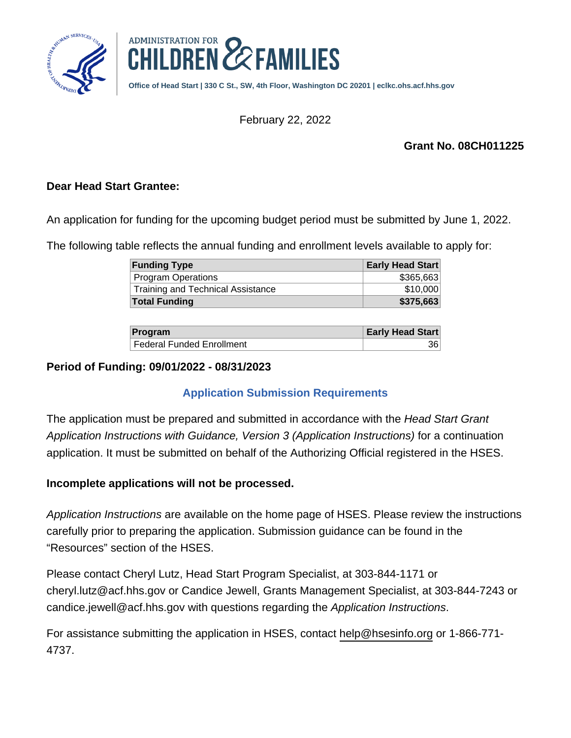ADMINISTRATION FOR CHILDREN & FAMILIES

Office of Head Start | 330 C St., SW, 4th Floor, Washington DC 20201 | eclkc.ohs.acf.hhs.gov

February 22, 2022

**Grant No. 08CH011225**

**Dear Head Start Grantee:**

An application for funding for the upcoming budget period must be submitted by June 1, 2022.

The following table reflects the annual funding and enrollment levels available to apply for:

| Funding Type | Early Head Start |
|---|---|
| Program Operations | $365,663 |
| Training and Technical Assistance | $10,000 |
| **Total Funding** | **$375,663** |

| Program | Early Head Start |
|---|---|
| Federal Funded Enrollment | 36 |

**Period of Funding: 09/01/2022 - 08/31/2023**

## Application Submission Requirements

The application must be prepared and submitted in accordance with the *Head Start Grant Application Instructions with Guidance, Version 3 (Application Instructions)* for a continuation application. It must be submitted on behalf of the Authorizing Official registered in the HSES.

**Incomplete applications will not be processed.**

*Application Instructions* are available on the home page of HSES. Please review the instructions carefully prior to preparing the application. Submission guidance can be found in the "Resources" section of the HSES.

Please contact Cheryl Lutz, Head Start Program Specialist, at 303-844-1171 or cheryl.lutz@acf.hhs.gov or Candice Jewell, Grants Management Specialist, at 303-844-7243 or candice.jewell@acf.hhs.gov with questions regarding the *Application Instructions*.

For assistance submitting the application in HSES, contact help@hsesinfo.org or 1-866-771-4737.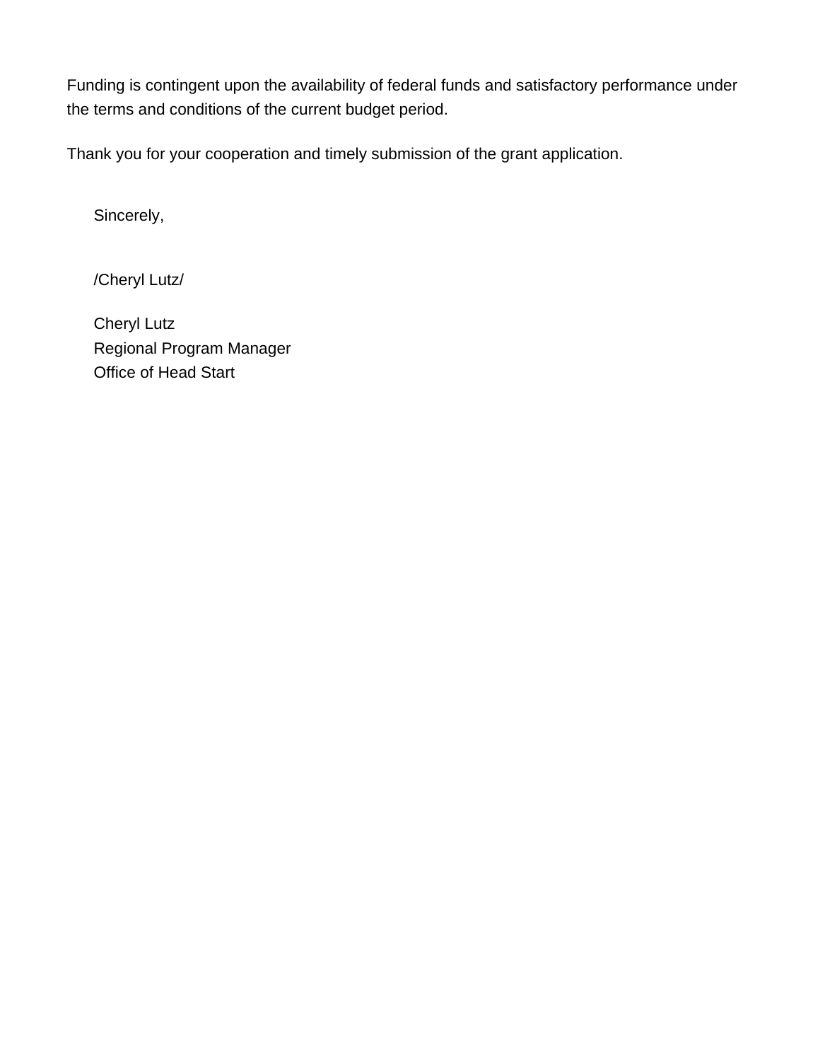Funding is contingent upon the availability of federal funds and satisfactory performance under the terms and conditions of the current budget period.

Thank you for your cooperation and timely submission of the grant application.

Sincerely,

/Cheryl Lutz/

Cheryl Lutz
Regional Program Manager
Office of Head Start